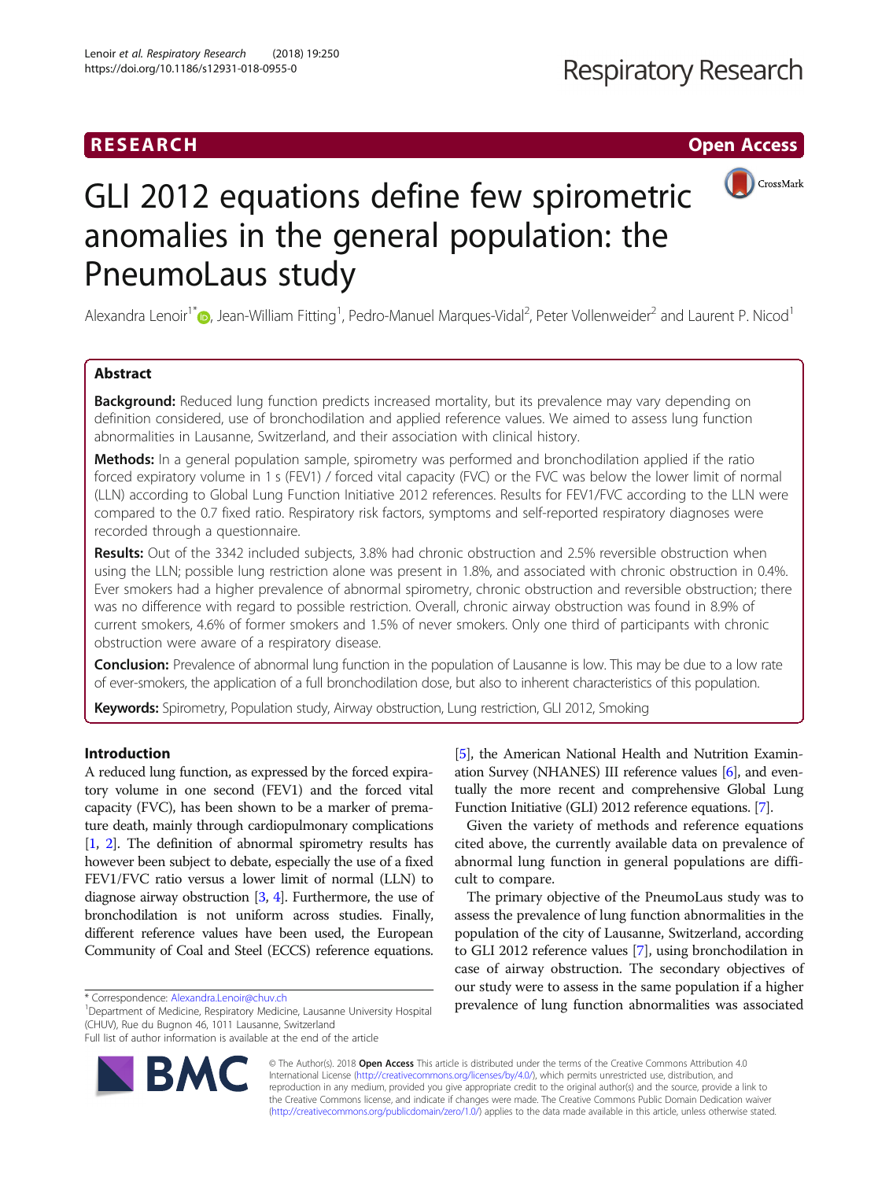RESEARCH

Open Access

# GLI 2012 equations define few spirometric anomalies in the general population: the PneumoLaus study

Alexandra Lenoir[1*], Jean-William Fitting[1], Pedro-Manuel Marques-Vidal[2], Peter Vollenweider[2] and Laurent P. Nicod[1]

## Abstract

**Background:** Reduced lung function predicts increased mortality, but its prevalence may vary depending on definition considered, use of bronchodilation and applied reference values. We aimed to assess lung function abnormalities in Lausanne, Switzerland, and their association with clinical history.

**Methods:** In a general population sample, spirometry was performed and bronchodilation applied if the ratio forced expiratory volume in 1 s (FEV1) / forced vital capacity (FVC) or the FVC was below the lower limit of normal (LLN) according to Global Lung Function Initiative 2012 references. Results for FEV1/FVC according to the LLN were compared to the 0.7 fixed ratio. Respiratory risk factors, symptoms and self-reported respiratory diagnoses were recorded through a questionnaire.

**Results:** Out of the 3342 included subjects, 3.8% had chronic obstruction and 2.5% reversible obstruction when using the LLN; possible lung restriction alone was present in 1.8%, and associated with chronic obstruction in 0.4%. Ever smokers had a higher prevalence of abnormal spirometry, chronic obstruction and reversible obstruction; there was no difference with regard to possible restriction. Overall, chronic airway obstruction was found in 8.9% of current smokers, 4.6% of former smokers and 1.5% of never smokers. Only one third of participants with chronic obstruction were aware of a respiratory disease.

**Conclusion:** Prevalence of abnormal lung function in the population of Lausanne is low. This may be due to a low rate of ever-smokers, the application of a full bronchodilation dose, but also to inherent characteristics of this population.

**Keywords:** Spirometry, Population study, Airway obstruction, Lung restriction, GLI 2012, Smoking

## Introduction

A reduced lung function, as expressed by the forced expiratory volume in one second (FEV1) and the forced vital capacity (FVC), has been shown to be a marker of premature death, mainly through cardiopulmonary complications [1, 2]. The definition of abnormal spirometry results has however been subject to debate, especially the use of a fixed FEV1/FVC ratio versus a lower limit of normal (LLN) to diagnose airway obstruction [3, 4]. Furthermore, the use of bronchodilation is not uniform across studies. Finally, different reference values have been used, the European Community of Coal and Steel (ECCS) reference equations [5], the American National Health and Nutrition Examination Survey (NHANES) III reference values [6], and eventually the more recent and comprehensive Global Lung Function Initiative (GLI) 2012 reference equations. [7].

Given the variety of methods and reference equations cited above, the currently available data on prevalence of abnormal lung function in general populations are difficult to compare.

The primary objective of the PneumoLaus study was to assess the prevalence of lung function abnormalities in the population of the city of Lausanne, Switzerland, according to GLI 2012 reference values [7], using bronchodilation in case of airway obstruction. The secondary objectives of our study were to assess in the same population if a higher prevalence of lung function abnormalities was associated

* Correspondence: Alexandra.Lenoir@chuv.ch
[1]Department of Medicine, Respiratory Medicine, Lausanne University Hospital (CHUV), Rue du Bugnon 46, 1011 Lausanne, Switzerland
Full list of author information is available at the end of the article

© The Author(s). 2018 **Open Access** This article is distributed under the terms of the Creative Commons Attribution 4.0 International License (http://creativecommons.org/licenses/by/4.0/), which permits unrestricted use, distribution, and reproduction in any medium, provided you give appropriate credit to the original author(s) and the source, provide a link to the Creative Commons license, and indicate if changes were made. The Creative Commons Public Domain Dedication waiver (http://creativecommons.org/publicdomain/zero/1.0/) applies to the data made available in this article, unless otherwise stated.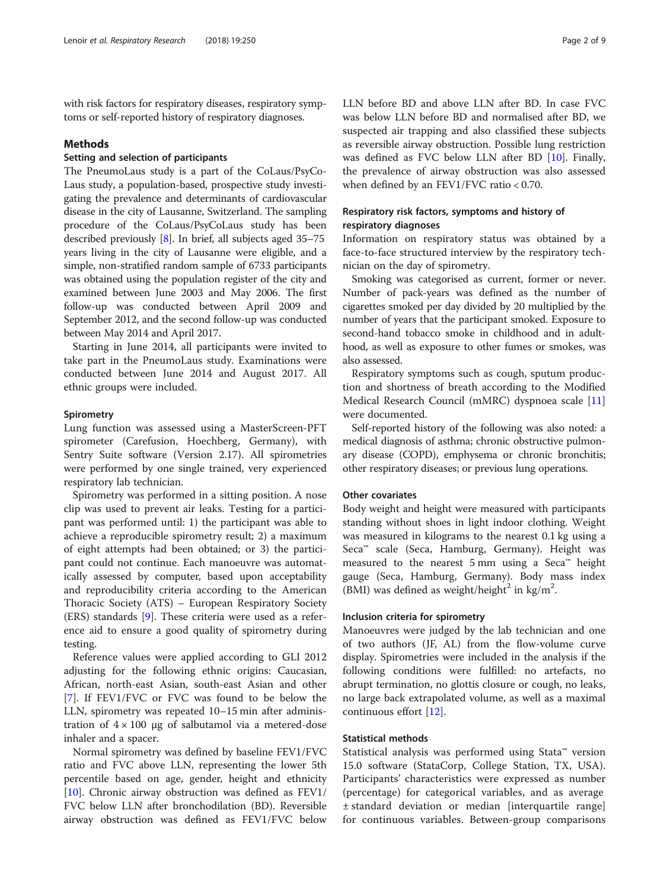with risk factors for respiratory diseases, respiratory symptoms or self-reported history of respiratory diagnoses.

## Methods

### Setting and selection of participants

The PneumoLaus study is a part of the CoLaus/PsyCoLaus study, a population-based, prospective study investigating the prevalence and determinants of cardiovascular disease in the city of Lausanne, Switzerland. The sampling procedure of the CoLaus/PsyCoLaus study has been described previously [8]. In brief, all subjects aged 35–75 years living in the city of Lausanne were eligible, and a simple, non-stratified random sample of 6733 participants was obtained using the population register of the city and examined between June 2003 and May 2006. The first follow-up was conducted between April 2009 and September 2012, and the second follow-up was conducted between May 2014 and April 2017.

Starting in June 2014, all participants were invited to take part in the PneumoLaus study. Examinations were conducted between June 2014 and August 2017. All ethnic groups were included.

### Spirometry

Lung function was assessed using a MasterScreen-PFT spirometer (Carefusion, Hoechberg, Germany), with Sentry Suite software (Version 2.17). All spirometries were performed by one single trained, very experienced respiratory lab technician.

Spirometry was performed in a sitting position. A nose clip was used to prevent air leaks. Testing for a participant was performed until: 1) the participant was able to achieve a reproducible spirometry result; 2) a maximum of eight attempts had been obtained; or 3) the participant could not continue. Each manoeuvre was automatically assessed by computer, based upon acceptability and reproducibility criteria according to the American Thoracic Society (ATS) – European Respiratory Society (ERS) standards [9]. These criteria were used as a reference aid to ensure a good quality of spirometry during testing.

Reference values were applied according to GLI 2012 adjusting for the following ethnic origins: Caucasian, African, north-east Asian, south-east Asian and other [7]. If FEV1/FVC or FVC was found to be below the LLN, spirometry was repeated 10–15 min after administration of 4 × 100 μg of salbutamol via a metered-dose inhaler and a spacer.

Normal spirometry was defined by baseline FEV1/FVC ratio and FVC above LLN, representing the lower 5th percentile based on age, gender, height and ethnicity [10]. Chronic airway obstruction was defined as FEV1/FVC below LLN after bronchodilation (BD). Reversible airway obstruction was defined as FEV1/FVC below LLN before BD and above LLN after BD. In case FVC was below LLN before BD and normalised after BD, we suspected air trapping and also classified these subjects as reversible airway obstruction. Possible lung restriction was defined as FVC below LLN after BD [10]. Finally, the prevalence of airway obstruction was also assessed when defined by an FEV1/FVC ratio < 0.70.

### Respiratory risk factors, symptoms and history of respiratory diagnoses

Information on respiratory status was obtained by a face-to-face structured interview by the respiratory technician on the day of spirometry.

Smoking was categorised as current, former or never. Number of pack-years was defined as the number of cigarettes smoked per day divided by 20 multiplied by the number of years that the participant smoked. Exposure to second-hand tobacco smoke in childhood and in adulthood, as well as exposure to other fumes or smokes, was also assessed.

Respiratory symptoms such as cough, sputum production and shortness of breath according to the Modified Medical Research Council (mMRC) dyspnoea scale [11] were documented.

Self-reported history of the following was also noted: a medical diagnosis of asthma; chronic obstructive pulmonary disease (COPD), emphysema or chronic bronchitis; other respiratory diseases; or previous lung operations.

### Other covariates

Body weight and height were measured with participants standing without shoes in light indoor clothing. Weight was measured in kilograms to the nearest 0.1 kg using a Seca™ scale (Seca, Hamburg, Germany). Height was measured to the nearest 5 mm using a Seca™ height gauge (Seca, Hamburg, Germany). Body mass index (BMI) was defined as weight/height$^2$ in kg/m$^2$.

### Inclusion criteria for spirometry

Manoeuvres were judged by the lab technician and one of two authors (JF, AL) from the flow-volume curve display. Spirometries were included in the analysis if the following conditions were fulfilled: no artefacts, no abrupt termination, no glottis closure or cough, no leaks, no large back extrapolated volume, as well as a maximal continuous effort [12].

### Statistical methods

Statistical analysis was performed using Stata™ version 15.0 software (StataCorp, College Station, TX, USA). Participants' characteristics were expressed as number (percentage) for categorical variables, and as average ± standard deviation or median [interquartile range] for continuous variables. Between-group comparisons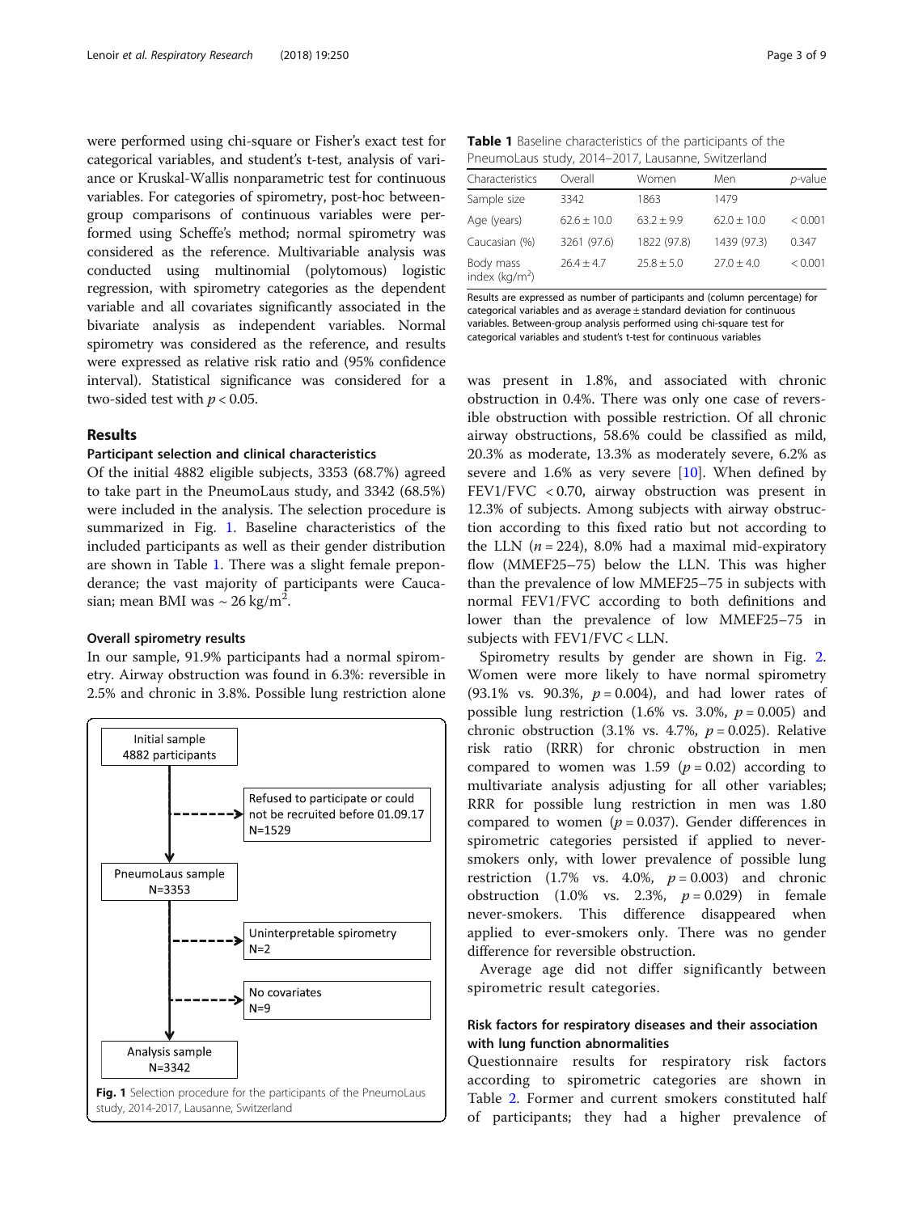were performed using chi-square or Fisher's exact test for categorical variables, and student's t-test, analysis of variance or Kruskal-Wallis nonparametric test for continuous variables. For categories of spirometry, post-hoc between-group comparisons of continuous variables were performed using Scheffe's method; normal spirometry was considered as the reference. Multivariable analysis was conducted using multinomial (polytomous) logistic regression, with spirometry categories as the dependent variable and all covariates significantly associated in the bivariate analysis as independent variables. Normal spirometry was considered as the reference, and results were expressed as relative risk ratio and (95% confidence interval). Statistical significance was considered for a two-sided test with $p < 0.05$.

## Results

### Participant selection and clinical characteristics

Of the initial 4882 eligible subjects, 3353 (68.7%) agreed to take part in the PneumoLaus study, and 3342 (68.5%) were included in the analysis. The selection procedure is summarized in Fig. 1. Baseline characteristics of the included participants as well as their gender distribution are shown in Table 1. There was a slight female preponderance; the vast majority of participants were Caucasian; mean BMI was ~ 26 kg/m$^2$.

### Overall spirometry results

In our sample, 91.9% participants had a normal spirometry. Airway obstruction was found in 6.3%: reversible in 2.5% and chronic in 3.8%. Possible lung restriction alone was present in 1.8%, and associated with chronic obstruction in 0.4%. There was only one case of reversible obstruction with possible restriction. Of all chronic airway obstructions, 58.6% could be classified as mild, 20.3% as moderate, 13.3% as moderately severe, 6.2% as severe and 1.6% as very severe [10]. When defined by FEV1/FVC < 0.70, airway obstruction was present in 12.3% of subjects. Among subjects with airway obstruction according to this fixed ratio but not according to the LLN ($n = 224$), 8.0% had a maximal mid-expiratory flow (MMEF25–75) below the LLN. This was higher than the prevalence of low MMEF25–75 in subjects with normal FEV1/FVC according to both definitions and lower than the prevalence of low MMEF25–75 in subjects with FEV1/FVC < LLN.

Spirometry results by gender are shown in Fig. 2. Women were more likely to have normal spirometry (93.1% vs. 90.3%, $p = 0.004$), and had lower rates of possible lung restriction (1.6% vs. 3.0%, $p = 0.005$) and chronic obstruction (3.1% vs. 4.7%, $p = 0.025$). Relative risk ratio (RRR) for chronic obstruction in men compared to women was 1.59 ($p = 0.02$) according to multivariate analysis adjusting for all other variables; RRR for possible lung restriction in men was 1.80 compared to women ($p = 0.037$). Gender differences in spirometric categories persisted if applied to never-smokers only, with lower prevalence of possible lung restriction (1.7% vs. 4.0%, $p = 0.003$) and chronic obstruction (1.0% vs. 2.3%, $p = 0.029$) in female never-smokers. This difference disappeared when applied to ever-smokers only. There was no gender difference for reversible obstruction.

Average age did not differ significantly between spirometric result categories.

### Risk factors for respiratory diseases and their association with lung function abnormalities

Questionnaire results for respiratory risk factors according to spirometric categories are shown in Table 2. Former and current smokers constituted half of participants; they had a higher prevalence of

**Table 1** Baseline characteristics of the participants of the PneumoLaus study, 2014–2017, Lausanne, Switzerland

| Characteristics | Overall | Women | Men | *p*-value |
|---|---|---|---|---|
| Sample size | 3342 | 1863 | 1479 | |
| Age (years) | 62.6 ± 10.0 | 63.2 ± 9.9 | 62.0 ± 10.0 | < 0.001 |
| Caucasian (%) | 3261 (97.6) | 1822 (97.8) | 1439 (97.3) | 0.347 |
| Body mass index (kg/m$^2$) | 26.4 ± 4.7 | 25.8 ± 5.0 | 27.0 ± 4.0 | < 0.001 |

Results are expressed as number of participants and (column percentage) for categorical variables and as average ± standard deviation for continuous variables. Between-group analysis performed using chi-square test for categorical variables and student's t-test for continuous variables

Initial sample 4882 participants → Refused to participate or could not be recruited before 01.09.17 N=1529 → PneumoLaus sample N=3353 → Uninterpretable spirometry N=2 → No covariates N=9 → Analysis sample N=3342

**Fig. 1** Selection procedure for the participants of the PneumoLaus study, 2014-2017, Lausanne, Switzerland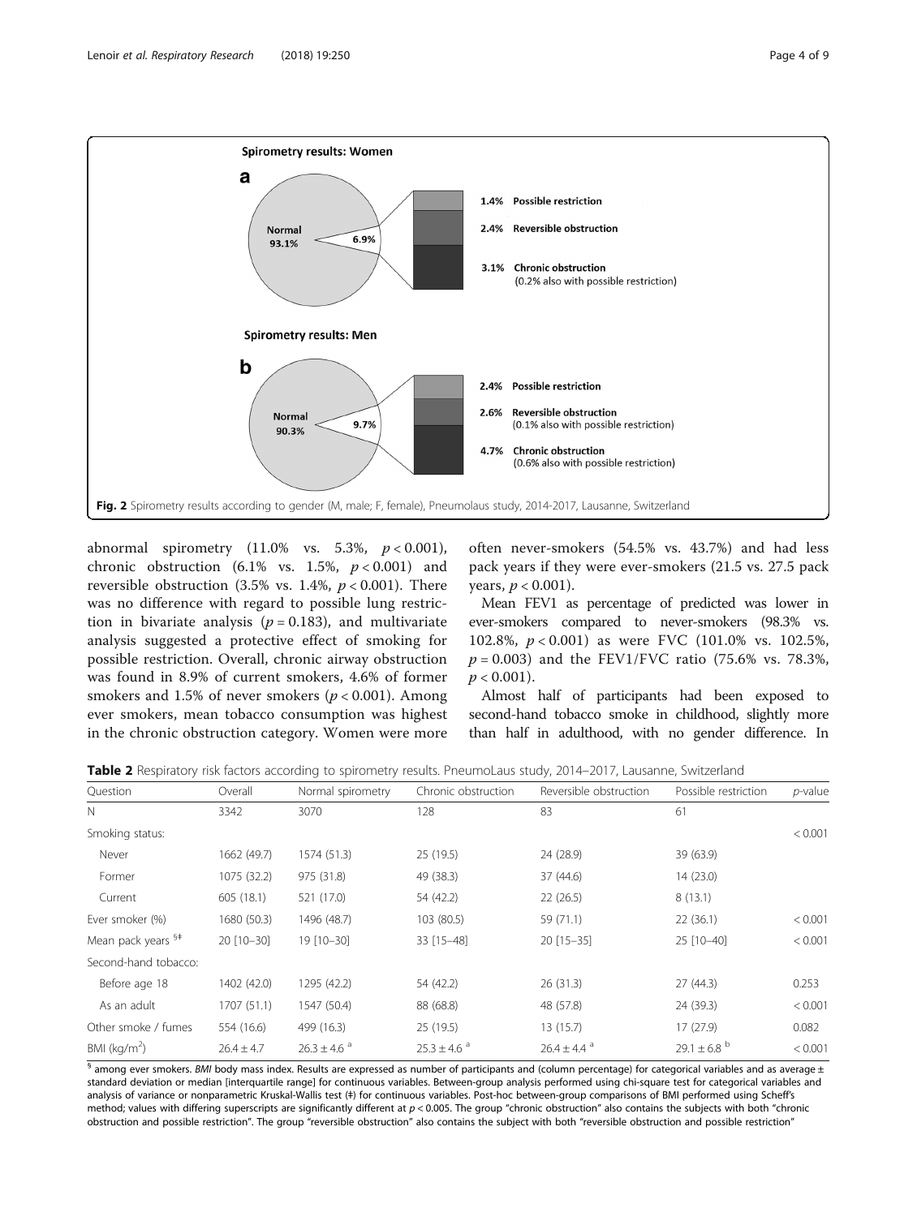**Spiroetry results: Women**

**a**

Normal 93.1%, 6.9%

1.4% Possible restriction

2.4% Reversible obstruction

3.1% Chronic obstruction (0.2% also with possible restriction)

**Spirometry results: Men**

**b**

Normal 90.3%, 9.7%

2.4% Possible restriction

2.6% Reversible obstruction (0.1% also with possible restriction)

4.7% Chronic obstruction (0.6% also with possible restriction)

**Fig. 2** Spirometry results according to gender (M, male; F, female), Pneumolaus study, 2014-2017, Lausanne, Switzerland

abnormal spirometry (11.0% vs. 5.3%, $p < 0.001$), chronic obstruction (6.1% vs. 1.5%, $p < 0.001$) and reversible obstruction (3.5% vs. 1.4%, $p < 0.001$). There was no difference with regard to possible lung restriction in bivariate analysis ($p = 0.183$), and multivariate analysis suggested a protective effect of smoking for possible restriction. Overall, chronic airway obstruction was found in 8.9% of current smokers, 4.6% of former smokers and 1.5% of never smokers ($p < 0.001$). Among ever smokers, mean tobacco consumption was highest in the chronic obstruction category. Women were more often never-smokers (54.5% vs. 43.7%) and had less pack years if they were ever-smokers (21.5 vs. 27.5 pack years, $p < 0.001$).

Mean FEV1 as percentage of predicted was lower in ever-smokers compared to never-smokers (98.3% vs. 102.8%, $p < 0.001$) as were FVC (101.0% vs. 102.5%, $p = 0.003$) and the FEV1/FVC ratio (75.6% vs. 78.3%, $p < 0.001$).

Almost half of participants had been exposed to second-hand tobacco smoke in childhood, slightly more than half in adulthood, with no gender difference. In

**Table 2** Respiratory risk factors according to spirometry results. PneumoLaus study, 2014–2017, Lausanne, Switzerland

| Question | Overall | Normal spirometry | Chronic obstruction | Reversible obstruction | Possible restriction | *p*-value |
|---|---|---|---|---|---|---|
| N | 3342 | 3070 | 128 | 83 | 61 | |
| Smoking status: | | | | | | < 0.001 |
| Never | 1662 (49.7) | 1574 (51.3) | 25 (19.5) | 24 (28.9) | 39 (63.9) | |
| Former | 1075 (32.2) | 975 (31.8) | 49 (38.3) | 37 (44.6) | 14 (23.0) | |
| Current | 605 (18.1) | 521 (17.0) | 54 (42.2) | 22 (26.5) | 8 (13.1) | |
| Ever smoker (%) | 1680 (50.3) | 1496 (48.7) | 103 (80.5) | 59 (71.1) | 22 (36.1) | < 0.001 |
| Mean pack years [§‡] | 20 [10–30] | 19 [10–30] | 33 [15–48] | 20 [15–35] | 25 [10–40] | < 0.001 |
| Second-hand tobacco: | | | | | | |
| Before age 18 | 1402 (42.0) | 1295 (42.2) | 54 (42.2) | 26 (31.3) | 27 (44.3) | 0.253 |
| As an adult | 1707 (51.1) | 1547 (50.4) | 88 (68.8) | 48 (57.8) | 24 (39.3) | < 0.001 |
| Other smoke / fumes | 554 (16.6) | 499 (16.3) | 25 (19.5) | 13 (15.7) | 17 (27.9) | 0.082 |
| BMI (kg/m$^2$) | 26.4 ± 4.7 | 26.3 ± 4.6 [a] | 25.3 ± 4.6 [a] | 26.4 ± 4.4 [a] | 29.1 ± 6.8 [b] | < 0.001 |

[§] among ever smokers. *BMI* body mass index. Results are expressed as number of participants and (column percentage) for categorical variables and as average ± standard deviation or median [interquartile range] for continuous variables. Between-group analysis performed using chi-square test for categorical variables and analysis of variance or nonparametric Kruskal-Wallis test (‡) for continuous variables. Post-hoc between-group comparisons of BMI performed using Scheff's method; values with differing superscripts are significantly different at $p < 0.005$. The group "chronic obstruction" also contains the subjects with both "chronic obstruction and possible restriction". The group "reversible obstruction" also contains the subject with both "reversible obstruction and possible restriction"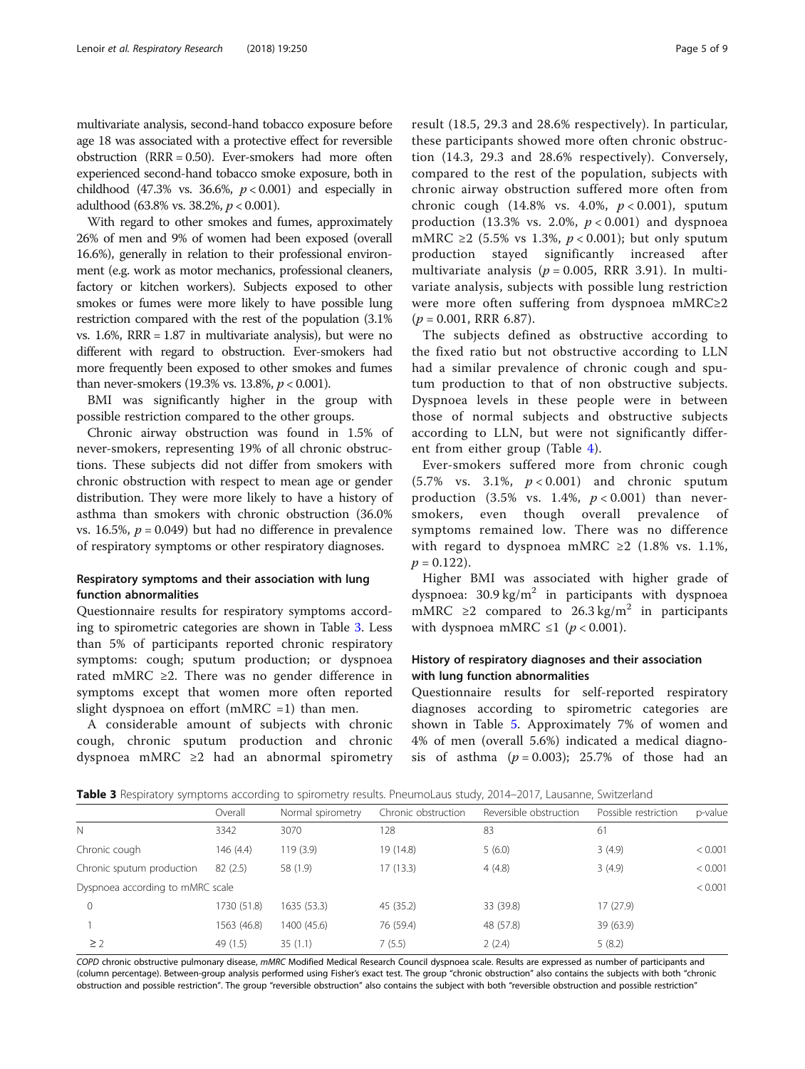multivariate analysis, second-hand tobacco exposure before age 18 was associated with a protective effect for reversible obstruction (RRR = 0.50). Ever-smokers had more often experienced second-hand tobacco smoke exposure, both in childhood (47.3% vs. 36.6%, $p < 0.001$) and especially in adulthood (63.8% vs. 38.2%, $p < 0.001$).

With regard to other smokes and fumes, approximately 26% of men and 9% of women had been exposed (overall 16.6%), generally in relation to their professional environment (e.g. work as motor mechanics, professional cleaners, factory or kitchen workers). Subjects exposed to other smokes or fumes were more likely to have possible lung restriction compared with the rest of the population (3.1% vs. 1.6%, RRR = 1.87 in multivariate analysis), but were no different with regard to obstruction. Ever-smokers had more frequently been exposed to other smokes and fumes than never-smokers (19.3% vs. 13.8%, $p < 0.001$).

BMI was significantly higher in the group with possible restriction compared to the other groups.

Chronic airway obstruction was found in 1.5% of never-smokers, representing 19% of all chronic obstructions. These subjects did not differ from smokers with chronic obstruction with respect to mean age or gender distribution. They were more likely to have a history of asthma than smokers with chronic obstruction (36.0% vs. 16.5%, $p = 0.049$) but had no difference in prevalence of respiratory symptoms or other respiratory diagnoses.

### Respiratory symptoms and their association with lung function abnormalities

Questionnaire results for respiratory symptoms according to spirometric categories are shown in Table 3. Less than 5% of participants reported chronic respiratory symptoms: cough; sputum production; or dyspnoea rated mMRC ≥2. There was no gender difference in symptoms except that women more often reported slight dyspnoea on effort (mMRC =1) than men.

A considerable amount of subjects with chronic cough, chronic sputum production and chronic dyspnoea mMRC ≥2 had an abnormal spirometry result (18.5, 29.3 and 28.6% respectively). In particular, these participants showed more often chronic obstruction (14.3, 29.3 and 28.6% respectively). Conversely, compared to the rest of the population, subjects with chronic airway obstruction suffered more often from chronic cough (14.8% vs. 4.0%, $p < 0.001$), sputum production (13.3% vs. 2.0%, $p < 0.001$) and dyspnoea mMRC ≥2 (5.5% vs 1.3%, $p < 0.001$); but only sputum production stayed significantly increased after multivariate analysis ($p = 0.005$, RRR 3.91). In multivariate analysis, subjects with possible lung restriction were more often suffering from dyspnoea mMRC≥2 ($p = 0.001$, RRR 6.87).

The subjects defined as obstructive according to the fixed ratio but not obstructive according to LLN had a similar prevalence of chronic cough and sputum production to that of non obstructive subjects. Dyspnoea levels in these people were in between those of normal subjects and obstructive subjects according to LLN, but were not significantly different from either group (Table 4).

Ever-smokers suffered more from chronic cough (5.7% vs. 3.1%, $p < 0.001$) and chronic sputum production (3.5% vs. 1.4%, $p < 0.001$) than never-smokers, even though overall prevalence of symptoms remained low. There was no difference with regard to dyspnoea mMRC ≥2 (1.8% vs. 1.1%, $p = 0.122$).

Higher BMI was associated with higher grade of dyspnoea: 30.9 $kg/m^2$ in participants with dyspnoea mMRC ≥2 compared to 26.3 $kg/m^2$ in participants with dyspnoea mMRC ≤1 ($p < 0.001$).

### History of respiratory diagnoses and their association with lung function abnormalities

Questionnaire results for self-reported respiratory diagnoses according to spirometric categories are shown in Table 5. Approximately 7% of women and 4% of men (overall 5.6%) indicated a medical diagnosis of asthma ($p = 0.003$); 25.7% of those had an

**Table 3** Respiratory symptoms according to spirometry results. PneumoLaus study, 2014–2017, Lausanne, Switzerland

| | Overall | Normal spirometry | Chronic obstruction | Reversible obstruction | Possible restriction | p-value |
|---|---|---|---|---|---|---|
| N | 3342 | 3070 | 128 | 83 | 61 | |
| Chronic cough | 146 (4.4) | 119 (3.9) | 19 (14.8) | 5 (6.0) | 3 (4.9) | < 0.001 |
| Chronic sputum production | 82 (2.5) | 58 (1.9) | 17 (13.3) | 4 (4.8) | 3 (4.9) | < 0.001 |
| Dyspnoea according to mMRC scale | | | | | | < 0.001 |
| 0 | 1730 (51.8) | 1635 (53.3) | 45 (35.2) | 33 (39.8) | 17 (27.9) | |
| 1 | 1563 (46.8) | 1400 (45.6) | 76 (59.4) | 48 (57.8) | 39 (63.9) | |
| ≥ 2 | 49 (1.5) | 35 (1.1) | 7 (5.5) | 2 (2.4) | 5 (8.2) | |

*COPD* chronic obstructive pulmonary disease, *mMRC* Modified Medical Research Council dyspnoea scale. Results are expressed as number of participants and (column percentage). Between-group analysis performed using Fisher's exact test. The group "chronic obstruction" also contains the subjects with both "chronic obstruction and possible restriction". The group "reversible obstruction" also contains the subject with both "reversible obstruction and possible restriction"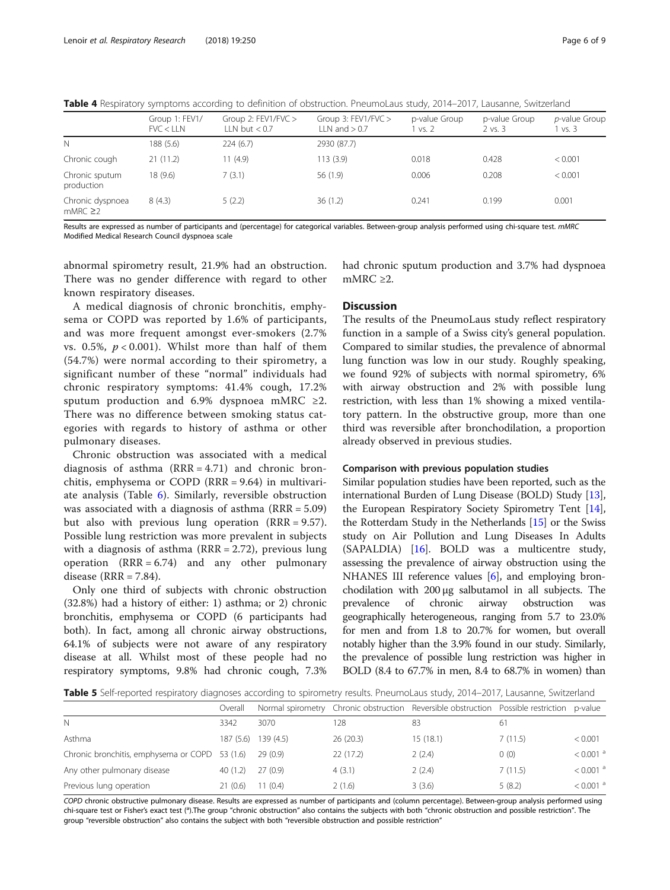**Table 4** Respiratory symptoms according to definition of obstruction. PneumoLaus study, 2014–2017, Lausanne, Switzerland

| | Group 1: FEV1/FVC < LLN | Group 2: FEV1/FVC > LLN but < 0.7 | Group 3: FEV1/FVC > LLN and > 0.7 | p-value Group 1 vs. 2 | p-value Group 2 vs. 3 | *p*-value Group 1 vs. 3 |
|---|---|---|---|---|---|---|
| N | 188 (5.6) | 224 (6.7) | 2930 (87.7) | | | |
| Chronic cough | 21 (11.2) | 11 (4.9) | 113 (3.9) | 0.018 | 0.428 | < 0.001 |
| Chronic sputum production | 18 (9.6) | 7 (3.1) | 56 (1.9) | 0.006 | 0.208 | < 0.001 |
| Chronic dyspnoea mMRC ≥2 | 8 (4.3) | 5 (2.2) | 36 (1.2) | 0.241 | 0.199 | 0.001 |

Results are expressed as number of participants and (percentage) for categorical variables. Between-group analysis performed using chi-square test. *mMRC* Modified Medical Research Council dyspnoea scale

abnormal spirometry result, 21.9% had an obstruction. There was no gender difference with regard to other known respiratory diseases.

A medical diagnosis of chronic bronchitis, emphysema or COPD was reported by 1.6% of participants, and was more frequent amongst ever-smokers (2.7% vs. 0.5%, $p < 0.001$). Whilst more than half of them (54.7%) were normal according to their spirometry, a significant number of these "normal" individuals had chronic respiratory symptoms: 41.4% cough, 17.2% sputum production and 6.9% dyspnoea mMRC ≥2. There was no difference between smoking status categories with regards to history of asthma or other pulmonary diseases.

Chronic obstruction was associated with a medical diagnosis of asthma (RRR = 4.71) and chronic bronchitis, emphysema or COPD (RRR = 9.64) in multivariate analysis (Table 6). Similarly, reversible obstruction was associated with a diagnosis of asthma (RRR = 5.09) but also with previous lung operation (RRR = 9.57). Possible lung restriction was more prevalent in subjects with a diagnosis of asthma (RRR = 2.72), previous lung operation (RRR = 6.74) and any other pulmonary disease (RRR = 7.84).

Only one third of subjects with chronic obstruction (32.8%) had a history of either: 1) asthma; or 2) chronic bronchitis, emphysema or COPD (6 participants had both). In fact, among all chronic airway obstructions, 64.1% of subjects were not aware of any respiratory disease at all. Whilst most of these people had no respiratory symptoms, 9.8% had chronic cough, 7.3% had chronic sputum production and 3.7% had dyspnoea mMRC ≥2.

## Discussion

The results of the PneumoLaus study reflect respiratory function in a sample of a Swiss city's general population. Compared to similar studies, the prevalence of abnormal lung function was low in our study. Roughly speaking, we found 92% of subjects with normal spirometry, 6% with airway obstruction and 2% with possible lung restriction, with less than 1% showing a mixed ventilatory pattern. In the obstructive group, more than one third was reversible after bronchodilation, a proportion already observed in previous studies.

### Comparison with previous population studies

Similar population studies have been reported, such as the international Burden of Lung Disease (BOLD) Study [13], the European Respiratory Society Spirometry Tent [14], the Rotterdam Study in the Netherlands [15] or the Swiss study on Air Pollution and Lung Diseases In Adults (SAPALDIA) [16]. BOLD was a multicentre study, assessing the prevalence of airway obstruction using the NHANES III reference values [6], and employing bronchodilation with 200 μg salbutamol in all subjects. The prevalence of chronic airway obstruction was geographically heterogeneous, ranging from 5.7 to 23.0% for men and from 1.8 to 20.7% for women, but overall notably higher than the 3.9% found in our study. Similarly, the prevalence of possible lung restriction was higher in BOLD (8.4 to 67.7% in men, 8.4 to 68.7% in women) than

**Table 5** Self-reported respiratory diagnoses according to spirometry results. PneumoLaus study, 2014–2017, Lausanne, Switzerland

| | Overall | Normal spirometry | Chronic obstruction | Reversible obstruction | Possible restriction | p-value |
|---|---|---|---|---|---|---|
| N | 3342 | 3070 | 128 | 83 | 61 | |
| Asthma | 187 (5.6) | 139 (4.5) | 26 (20.3) | 15 (18.1) | 7 (11.5) | < 0.001 |
| Chronic bronchitis, emphysema or COPD | 53 (1.6) | 29 (0.9) | 22 (17.2) | 2 (2.4) | 0 (0) | < 0.001 [a] |
| Any other pulmonary disease | 40 (1.2) | 27 (0.9) | 4 (3.1) | 2 (2.4) | 7 (11.5) | < 0.001 [a] |
| Previous lung operation | 21 (0.6) | 11 (0.4) | 2 (1.6) | 3 (3.6) | 5 (8.2) | < 0.001 [a] |

*COPD* chronic obstructive pulmonary disease. Results are expressed as number of participants and (column percentage). Between-group analysis performed using chi-square test or Fisher's exact test ([a]).The group "chronic obstruction" also contains the subjects with both "chronic obstruction and possible restriction". The group "reversible obstruction" also contains the subject with both "reversible obstruction and possible restriction"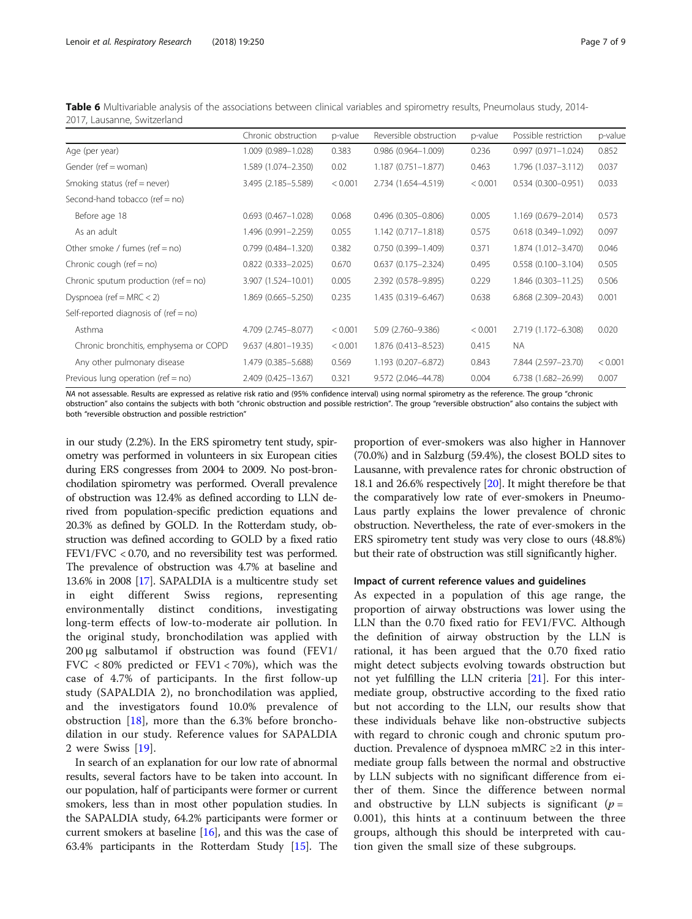**Table 6** Multivariable analysis of the associations between clinical variables and spirometry results, Pneumolaus study, 2014-2017, Lausanne, Switzerland

| | Chronic obstruction | p-value | Reversible obstruction | p-value | Possible restriction | p-value |
|---|---|---|---|---|---|---|
| Age (per year) | 1.009 (0.989–1.028) | 0.383 | 0.986 (0.964–1.009) | 0.236 | 0.997 (0.971–1.024) | 0.852 |
| Gender (ref = woman) | 1.589 (1.074–2.350) | 0.02 | 1.187 (0.751–1.877) | 0.463 | 1.796 (1.037–3.112) | 0.037 |
| Smoking status (ref = never) | 3.495 (2.185–5.589) | < 0.001 | 2.734 (1.654–4.519) | < 0.001 | 0.534 (0.300–0.951) | 0.033 |
| Second-hand tobacco (ref = no) | | | | | | |
| Before age 18 | 0.693 (0.467–1.028) | 0.068 | 0.496 (0.305–0.806) | 0.005 | 1.169 (0.679–2.014) | 0.573 |
| As an adult | 1.496 (0.991–2.259) | 0.055 | 1.142 (0.717–1.818) | 0.575 | 0.618 (0.349–1.092) | 0.097 |
| Other smoke / fumes (ref = no) | 0.799 (0.484–1.320) | 0.382 | 0.750 (0.399–1.409) | 0.371 | 1.874 (1.012–3.470) | 0.046 |
| Chronic cough (ref = no) | 0.822 (0.333–2.025) | 0.670 | 0.637 (0.175–2.324) | 0.495 | 0.558 (0.100–3.104) | 0.505 |
| Chronic sputum production (ref = no) | 3.907 (1.524–10.01) | 0.005 | 2.392 (0.578–9.895) | 0.229 | 1.846 (0.303–11.25) | 0.506 |
| Dyspnoea (ref = MRC < 2) | 1.869 (0.665–5.250) | 0.235 | 1.435 (0.319–6.467) | 0.638 | 6.868 (2.309–20.43) | 0.001 |
| Self-reported diagnosis of (ref = no) | | | | | | |
| Asthma | 4.709 (2.745–8.077) | < 0.001 | 5.09 (2.760–9.386) | < 0.001 | 2.719 (1.172–6.308) | 0.020 |
| Chronic bronchitis, emphysema or COPD | 9.637 (4.801–19.35) | < 0.001 | 1.876 (0.413–8.523) | 0.415 | NA | |
| Any other pulmonary disease | 1.479 (0.385–5.688) | 0.569 | 1.193 (0.207–6.872) | 0.843 | 7.844 (2.597–23.70) | < 0.001 |
| Previous lung operation (ref = no) | 2.409 (0.425–13.67) | 0.321 | 9.572 (2.046–44.78) | 0.004 | 6.738 (1.682–26.99) | 0.007 |

*NA* not assessable. Results are expressed as relative risk ratio and (95% confidence interval) using normal spirometry as the reference. The group "chronic obstruction" also contains the subjects with both "chronic obstruction and possible restriction". The group "reversible obstruction" also contains the subject with both "reversible obstruction and possible restriction"

in our study (2.2%). In the ERS spirometry tent study, spirometry was performed in volunteers in six European cities during ERS congresses from 2004 to 2009. No post-bronchodilation spirometry was performed. Overall prevalence of obstruction was 12.4% as defined according to LLN derived from population-specific prediction equations and 20.3% as defined by GOLD. In the Rotterdam study, obstruction was defined according to GOLD by a fixed ratio FEV1/FVC < 0.70, and no reversibility test was performed. The prevalence of obstruction was 4.7% at baseline and 13.6% in 2008 [17]. SAPALDIA is a multicentre study set in eight different Swiss regions, representing environmentally distinct conditions, investigating long-term effects of low-to-moderate air pollution. In the original study, bronchodilation was applied with 200 μg salbutamol if obstruction was found (FEV1/FVC < 80% predicted or FEV1 < 70%), which was the case of 4.7% of participants. In the first follow-up study (SAPALDIA 2), no bronchodilation was applied, and the investigators found 10.0% prevalence of obstruction [18], more than the 6.3% before bronchodilation in our study. Reference values for SAPALDIA 2 were Swiss [19].

In search of an explanation for our low rate of abnormal results, several factors have to be taken into account. In our population, half of participants were former or current smokers, less than in most other population studies. In the SAPALDIA study, 64.2% participants were former or current smokers at baseline [16], and this was the case of 63.4% participants in the Rotterdam Study [15]. The proportion of ever-smokers was also higher in Hannover (70.0%) and in Salzburg (59.4%), the closest BOLD sites to Lausanne, with prevalence rates for chronic obstruction of 18.1 and 26.6% respectively [20]. It might therefore be that the comparatively low rate of ever-smokers in PneumoLaus partly explains the lower prevalence of chronic obstruction. Nevertheless, the rate of ever-smokers in the ERS spirometry tent study was very close to ours (48.8%) but their rate of obstruction was still significantly higher.

### Impact of current reference values and guidelines

As expected in a population of this age range, the proportion of airway obstructions was lower using the LLN than the 0.70 fixed ratio for FEV1/FVC. Although the definition of airway obstruction by the LLN is rational, it has been argued that the 0.70 fixed ratio might detect subjects evolving towards obstruction but not yet fulfilling the LLN criteria [21]. For this intermediate group, obstructive according to the fixed ratio but not according to the LLN, our results show that these individuals behave like non-obstructive subjects with regard to chronic cough and chronic sputum production. Prevalence of dyspnoea mMRC ≥2 in this intermediate group falls between the normal and obstructive by LLN subjects with no significant difference from either of them. Since the difference between normal and obstructive by LLN subjects is significant ($p = 0.001$), this hints at a continuum between the three groups, although this should be interpreted with caution given the small size of these subgroups.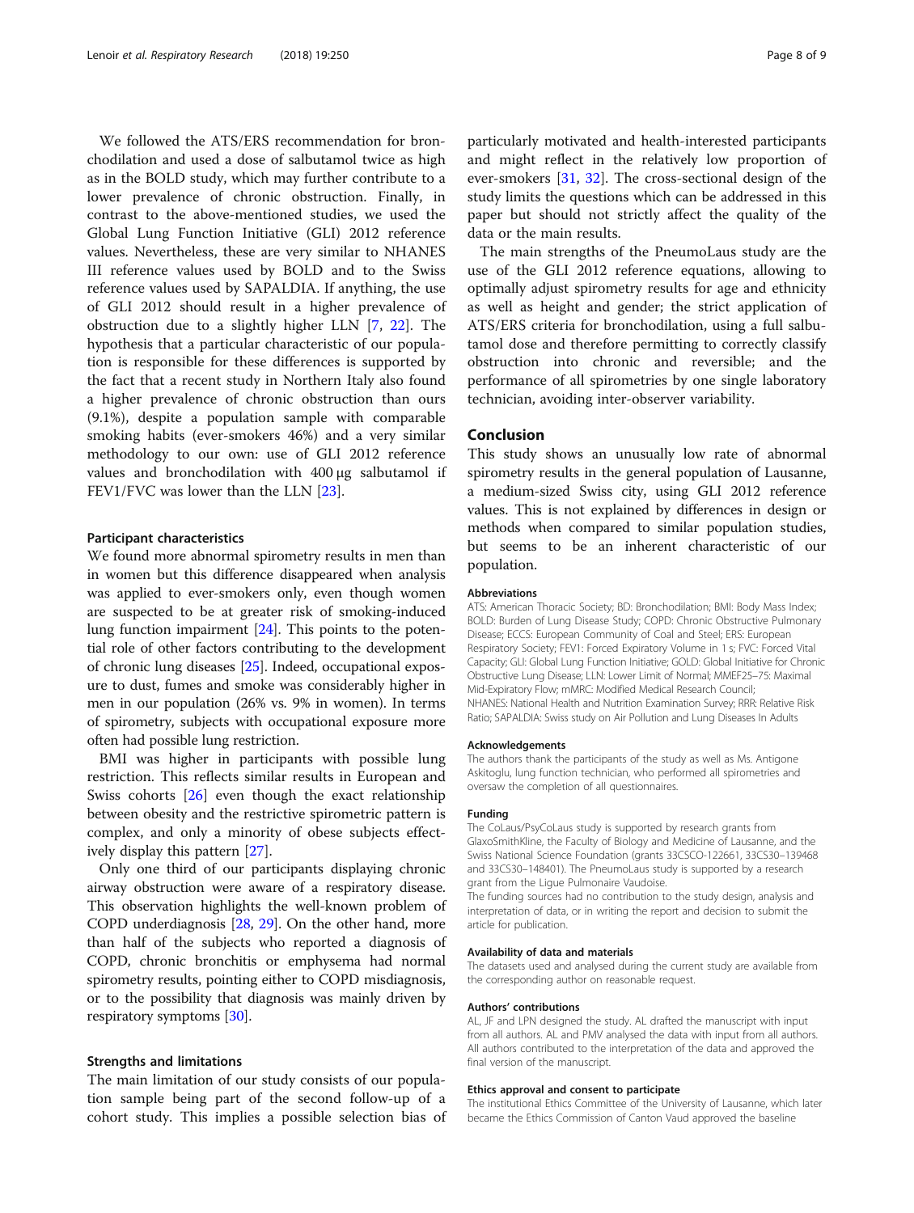We followed the ATS/ERS recommendation for bronchodilation and used a dose of salbutamol twice as high as in the BOLD study, which may further contribute to a lower prevalence of chronic obstruction. Finally, in contrast to the above-mentioned studies, we used the Global Lung Function Initiative (GLI) 2012 reference values. Nevertheless, these are very similar to NHANES III reference values used by BOLD and to the Swiss reference values used by SAPALDIA. If anything, the use of GLI 2012 should result in a higher prevalence of obstruction due to a slightly higher LLN [7, 22]. The hypothesis that a particular characteristic of our population is responsible for these differences is supported by the fact that a recent study in Northern Italy also found a higher prevalence of chronic obstruction than ours (9.1%), despite a population sample with comparable smoking habits (ever-smokers 46%) and a very similar methodology to our own: use of GLI 2012 reference values and bronchodilation with 400 μg salbutamol if FEV1/FVC was lower than the LLN [23].

### Participant characteristics

We found more abnormal spirometry results in men than in women but this difference disappeared when analysis was applied to ever-smokers only, even though women are suspected to be at greater risk of smoking-induced lung function impairment [24]. This points to the potential role of other factors contributing to the development of chronic lung diseases [25]. Indeed, occupational exposure to dust, fumes and smoke was considerably higher in men in our population (26% vs. 9% in women). In terms of spirometry, subjects with occupational exposure more often had possible lung restriction.

BMI was higher in participants with possible lung restriction. This reflects similar results in European and Swiss cohorts [26] even though the exact relationship between obesity and the restrictive spirometric pattern is complex, and only a minority of obese subjects effectively display this pattern [27].

Only one third of our participants displaying chronic airway obstruction were aware of a respiratory disease. This observation highlights the well-known problem of COPD underdiagnosis [28, 29]. On the other hand, more than half of the subjects who reported a diagnosis of COPD, chronic bronchitis or emphysema had normal spirometry results, pointing either to COPD misdiagnosis, or to the possibility that diagnosis was mainly driven by respiratory symptoms [30].

### Strengths and limitations

The main limitation of our study consists of our population sample being part of the second follow-up of a cohort study. This implies a possible selection bias of particularly motivated and health-interested participants and might reflect in the relatively low proportion of ever-smokers [31, 32]. The cross-sectional design of the study limits the questions which can be addressed in this paper but should not strictly affect the quality of the data or the main results.

The main strengths of the PneumoLaus study are the use of the GLI 2012 reference equations, allowing to optimally adjust spirometry results for age and ethnicity as well as height and gender; the strict application of ATS/ERS criteria for bronchodilation, using a full salbutamol dose and therefore permitting to correctly classify obstruction into chronic and reversible; and the performance of all spirometries by one single laboratory technician, avoiding inter-observer variability.

## Conclusion

This study shows an unusually low rate of abnormal spirometry results in the general population of Lausanne, a medium-sized Swiss city, using GLI 2012 reference values. This is not explained by differences in design or methods when compared to similar population studies, but seems to be an inherent characteristic of our population.

#### Abbreviations

ATS: American Thoracic Society; BD: Bronchodilation; BMI: Body Mass Index; BOLD: Burden of Lung Disease Study; COPD: Chronic Obstructive Pulmonary Disease; ECCS: European Community of Coal and Steel; ERS: European Respiratory Society; FEV1: Forced Expiratory Volume in 1 s; FVC: Forced Vital Capacity; GLI: Global Lung Function Initiative; GOLD: Global Initiative for Chronic Obstructive Lung Disease; LLN: Lower Limit of Normal; MMEF25–75: Maximal Mid-Expiratory Flow; mMRC: Modified Medical Research Council; NHANES: National Health and Nutrition Examination Survey; RRR: Relative Risk Ratio; SAPALDIA: Swiss study on Air Pollution and Lung Diseases In Adults

#### Acknowledgements

The authors thank the participants of the study as well as Ms. Antigone Askitoglu, lung function technician, who performed all spirometries and oversaw the completion of all questionnaires.

#### Funding

The CoLaus/PsyCoLaus study is supported by research grants from GlaxoSmithKline, the Faculty of Biology and Medicine of Lausanne, and the Swiss National Science Foundation (grants 33CSCO-122661, 33CS30–139468 and 33CS30–148401). The PneumoLaus study is supported by a research grant from the Ligue Pulmonaire Vaudoise.

The funding sources had no contribution to the study design, analysis and interpretation of data, or in writing the report and decision to submit the article for publication.

#### Availability of data and materials

The datasets used and analysed during the current study are available from the corresponding author on reasonable request.

#### Authors' contributions

AL, JF and LPN designed the study. AL drafted the manuscript with input from all authors. AL and PMV analysed the data with input from all authors. All authors contributed to the interpretation of the data and approved the final version of the manuscript.

#### Ethics approval and consent to participate

The institutional Ethics Committee of the University of Lausanne, which later became the Ethics Commission of Canton Vaud approved the baseline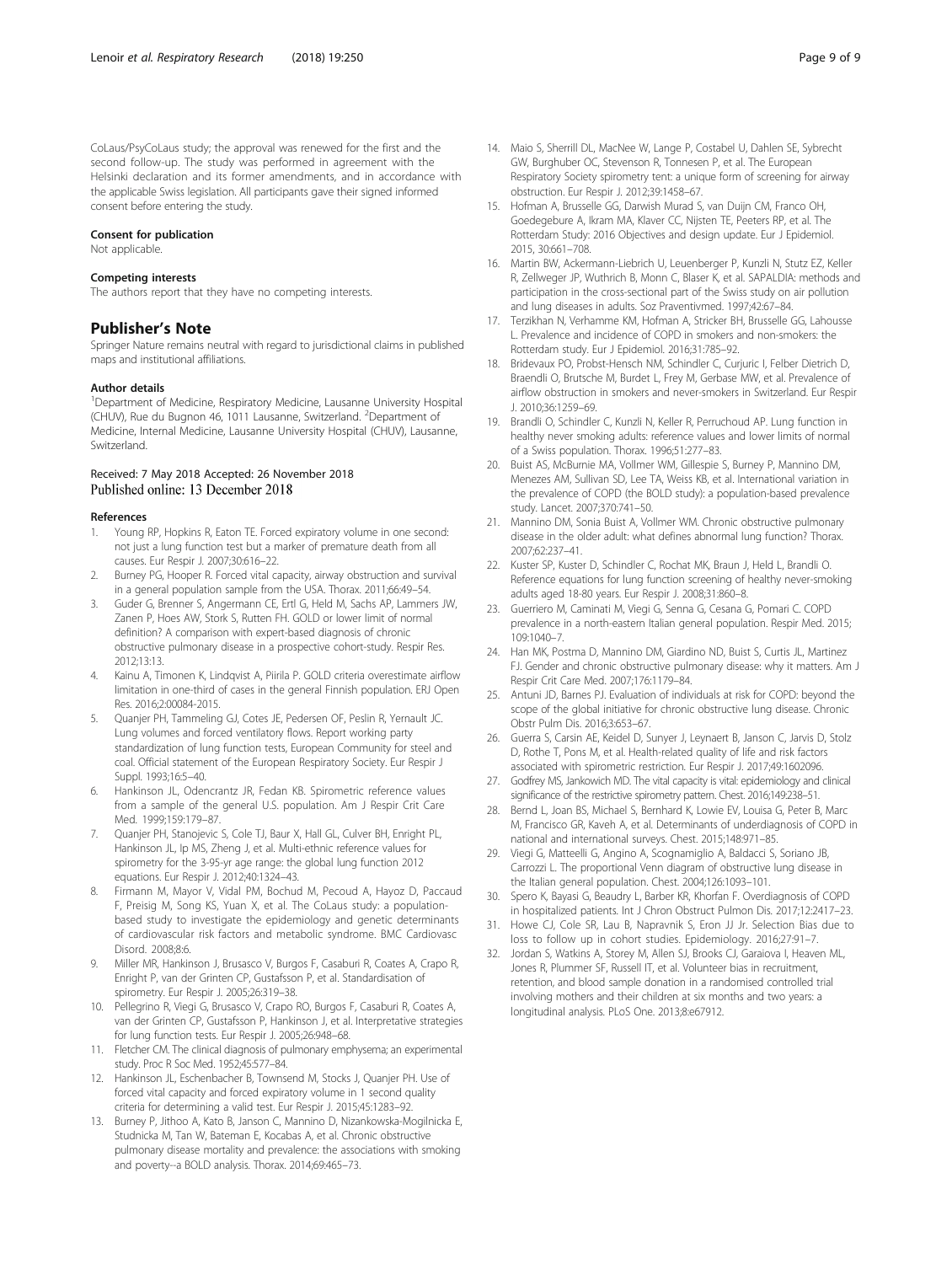CoLaus/PsyCoLaus study; the approval was renewed for the first and the second follow-up. The study was performed in agreement with the Helsinki declaration and its former amendments, and in accordance with the applicable Swiss legislation. All participants gave their signed informed consent before entering the study.

#### Consent for publication

Not applicable.

#### Competing interests

The authors report that they have no competing interests.

## Publisher's Note

Springer Nature remains neutral with regard to jurisdictional claims in published maps and institutional affiliations.

#### Author details

[1]Department of Medicine, Respiratory Medicine, Lausanne University Hospital (CHUV), Rue du Bugnon 46, 1011 Lausanne, Switzerland. [2]Department of Medicine, Internal Medicine, Lausanne University Hospital (CHUV), Lausanne, Switzerland.

Received: 7 May 2018 Accepted: 26 November 2018
Published online: 13 December 2018

#### References

1. Young RP, Hopkins R, Eaton TE. Forced expiratory volume in one second: not just a lung function test but a marker of premature death from all causes. Eur Respir J. 2007;30:616–22.
2. Burney PG, Hooper R. Forced vital capacity, airway obstruction and survival in a general population sample from the USA. Thorax. 2011;66:49–54.
3. Guder G, Brenner S, Angermann CE, Ertl G, Held M, Sachs AP, Lammers JW, Zanen P, Hoes AW, Stork S, Rutten FH. GOLD or lower limit of normal definition? A comparison with expert-based diagnosis of chronic obstructive pulmonary disease in a prospective cohort-study. Respir Res. 2012;13:13.
4. Kainu A, Timonen K, Lindqvist A, Piirila P. GOLD criteria overestimate airflow limitation in one-third of cases in the general Finnish population. ERJ Open Res. 2016;2:00084-2015.
5. Quanjer PH, Tammeling GJ, Cotes JE, Pedersen OF, Peslin R, Yernault JC. Lung volumes and forced ventilatory flows. Report working party standardization of lung function tests, European Community for steel and coal. Official statement of the European Respiratory Society. Eur Respir J Suppl. 1993;16:5–40.
6. Hankinson JL, Odencrantz JR, Fedan KB. Spirometric reference values from a sample of the general U.S. population. Am J Respir Crit Care Med. 1999;159:179–87.
7. Quanjer PH, Stanojevic S, Cole TJ, Baur X, Hall GL, Culver BH, Enright PL, Hankinson JL, Ip MS, Zheng J, et al. Multi-ethnic reference values for spirometry for the 3-95-yr age range: the global lung function 2012 equations. Eur Respir J. 2012;40:1324–43.
8. Firmann M, Mayor V, Vidal PM, Bochud M, Pecoud A, Hayoz D, Paccaud F, Preisig M, Song KS, Yuan X, et al. The CoLaus study: a population-based study to investigate the epidemiology and genetic determinants of cardiovascular risk factors and metabolic syndrome. BMC Cardiovasc Disord. 2008;8:6.
9. Miller MR, Hankinson J, Brusasco V, Burgos F, Casaburi R, Coates A, Crapo R, Enright P, van der Grinten CP, Gustafsson P, et al. Standardisation of spirometry. Eur Respir J. 2005;26:319–38.
10. Pellegrino R, Viegi G, Brusasco V, Crapo RO, Burgos F, Casaburi R, Coates A, van der Grinten CP, Gustafsson P, Hankinson J, et al. Interpretative strategies for lung function tests. Eur Respir J. 2005;26:948–68.
11. Fletcher CM. The clinical diagnosis of pulmonary emphysema; an experimental study. Proc R Soc Med. 1952;45:577–84.
12. Hankinson JL, Eschenbacher B, Townsend M, Stocks J, Quanjer PH. Use of forced vital capacity and forced expiratory volume in 1 second quality criteria for determining a valid test. Eur Respir J. 2015;45:1283–92.
13. Burney P, Jithoo A, Kato B, Janson C, Mannino D, Nizankowska-Mogilnicka E, Studnicka M, Tan W, Bateman E, Kocabas A, et al. Chronic obstructive pulmonary disease mortality and prevalence: the associations with smoking and poverty--a BOLD analysis. Thorax. 2014;69:465–73.
14. Maio S, Sherrill DL, MacNee W, Lange P, Costabel U, Dahlen SE, Sybrecht GW, Burghuber OC, Stevenson R, Tonnesen P, et al. The European Respiratory Society spirometry tent: a unique form of screening for airway obstruction. Eur Respir J. 2012;39:1458–67.
15. Hofman A, Brusselle GG, Darwish Murad S, van Duijn CM, Franco OH, Goedegebure A, Ikram MA, Klaver CC, Nijsten TE, Peeters RP, et al. The Rotterdam Study: 2016 Objectives and design update. Eur J Epidemiol. 2015, 30:661–708.
16. Martin BW, Ackermann-Liebrich U, Leuenberger P, Kunzli N, Stutz EZ, Keller R, Zellweger JP, Wuthrich B, Monn C, Blaser K, et al. SAPALDIA: methods and participation in the cross-sectional part of the Swiss study on air pollution and lung diseases in adults. Soz Praventivmed. 1997;42:67–84.
17. Terzikhan N, Verhamme KM, Hofman A, Stricker BH, Brusselle GG, Lahousse L. Prevalence and incidence of COPD in smokers and non-smokers: the Rotterdam study. Eur J Epidemiol. 2016;31:785–92.
18. Bridevaux PO, Probst-Hensch NM, Schindler C, Curjuric I, Felber Dietrich D, Braendli O, Brutsche M, Burdet L, Frey M, Gerbase MW, et al. Prevalence of airflow obstruction in smokers and never-smokers in Switzerland. Eur Respir J. 2010;36:1259–69.
19. Brandli O, Schindler C, Kunzli N, Keller R, Perruchoud AP. Lung function in healthy never smoking adults: reference values and lower limits of normal of a Swiss population. Thorax. 1996;51:277–83.
20. Buist AS, McBurnie MA, Vollmer WM, Gillespie S, Burney P, Mannino DM, Menezes AM, Sullivan SD, Lee TA, Weiss KB, et al. International variation in the prevalence of COPD (the BOLD study): a population-based prevalence study. Lancet. 2007;370:741–50.
21. Mannino DM, Sonia Buist A, Vollmer WM. Chronic obstructive pulmonary disease in the older adult: what defines abnormal lung function? Thorax. 2007;62:237–41.
22. Kuster SP, Kuster D, Schindler C, Rochat MK, Braun J, Held L, Brandli O. Reference equations for lung function screening of healthy never-smoking adults aged 18-80 years. Eur Respir J. 2008;31:860–8.
23. Guerriero M, Caminati M, Viegi G, Senna G, Cesana G, Pomari C. COPD prevalence in a north-eastern Italian general population. Respir Med. 2015; 109:1040–7.
24. Han MK, Postma D, Mannino DM, Giardino ND, Buist S, Curtis JL, Martinez FJ. Gender and chronic obstructive pulmonary disease: why it matters. Am J Respir Crit Care Med. 2007;176:1179–84.
25. Antuni JD, Barnes PJ. Evaluation of individuals at risk for COPD: beyond the scope of the global initiative for chronic obstructive lung disease. Chronic Obstr Pulm Dis. 2016;3:653–67.
26. Guerra S, Carsin AE, Keidel D, Sunyer J, Leynaert B, Janson C, Jarvis D, Stolz D, Rothe T, Pons M, et al. Health-related quality of life and risk factors associated with spirometric restriction. Eur Respir J. 2017;49:1602096.
27. Godfrey MS, Jankowich MD. The vital capacity is vital: epidemiology and clinical significance of the restrictive spirometry pattern. Chest. 2016;149:238–51.
28. Bernd L, Joan BS, Michael S, Bernhard K, Lowie EV, Louisa G, Peter B, Marc M, Francisco GR, Kaveh A, et al. Determinants of underdiagnosis of COPD in national and international surveys. Chest. 2015;148:971–85.
29. Viegi G, Matteelli G, Angino A, Scognamiglio A, Baldacci S, Soriano JB, Carrozzi L. The proportional Venn diagram of obstructive lung disease in the Italian general population. Chest. 2004;126:1093–101.
30. Spero K, Bayasi G, Beaudry L, Barber KR, Khorfan F. Overdiagnosis of COPD in hospitalized patients. Int J Chron Obstruct Pulmon Dis. 2017;12:2417–23.
31. Howe CJ, Cole SR, Lau B, Napravnik S, Eron JJ Jr. Selection Bias due to loss to follow up in cohort studies. Epidemiology. 2016;27:91–7.
32. Jordan S, Watkins A, Storey M, Allen SJ, Brooks CJ, Garaiova I, Heaven ML, Jones R, Plummer SF, Russell IT, et al. Volunteer bias in recruitment, retention, and blood sample donation in a randomised controlled trial involving mothers and their children at six months and two years: a longitudinal analysis. PLoS One. 2013;8:e67912.